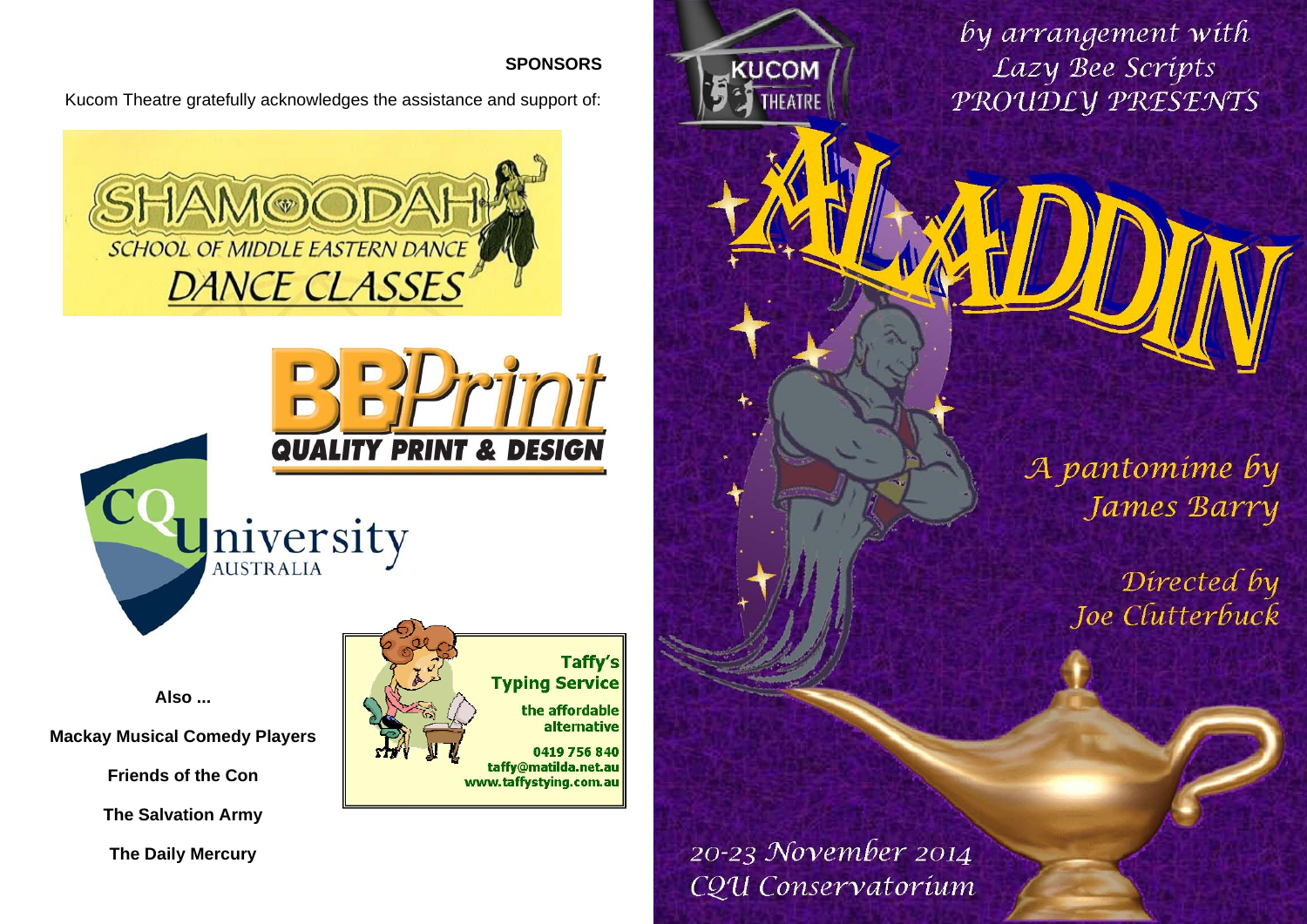**SPONSORS**

Kucom Theatre gratefully acknowledges the assistance and support of:

SHAMOODAH
SCHOOL OF MIDDLE EASTERN DANCE
DANCE CLASSES

BBPrint
QUALITY PRINT & DESIGN

CQUniversity
AUSTRALIA

Taffy's Typing Service
the affordable alternative
0419 756 840
taffy@matilda.net.au
www.taffystying.com.au

**Also ...**

**Mackay Musical Comedy Players**

**Friends of the Con**

**The Salvation Army**

**The Daily Mercury**

KUCOM THEATRE

*by arrangement with Lazy Bee Scripts PROUDLY PRESENTS*

# ALADDIN

*A pantomime by James Barry*

*Directed by Joe Clutterbuck*

*20-23 November 2014*
*CQU Conservatorium*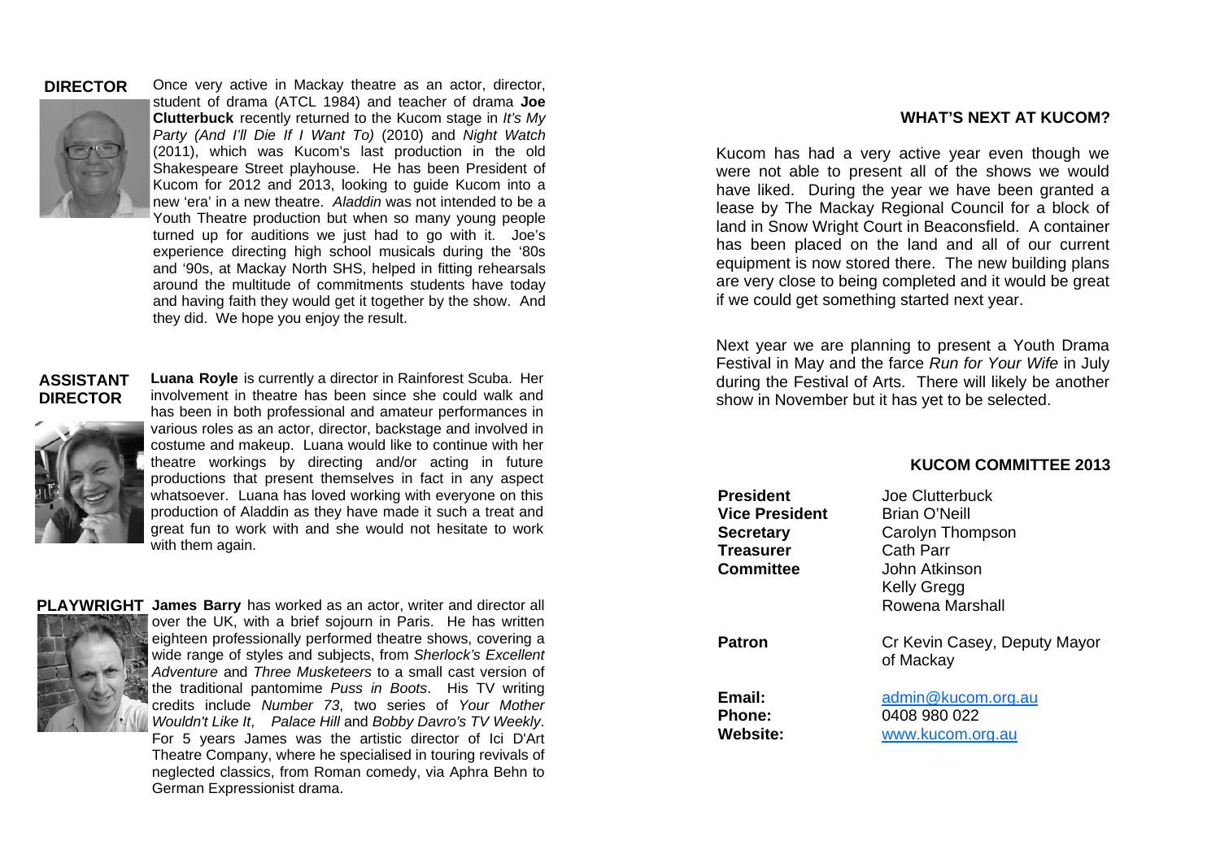**DIRECTOR**

Once very active in Mackay theatre as an actor, director, student of drama (ATCL 1984) and teacher of drama **Joe Clutterbuck** recently returned to the Kucom stage in *It's My Party (And I'll Die If I Want To)* (2010) and *Night Watch* (2011), which was Kucom's last production in the old Shakespeare Street playhouse. He has been President of Kucom for 2012 and 2013, looking to guide Kucom into a new 'era' in a new theatre. *Aladdin* was not intended to be a Youth Theatre production but when so many young people turned up for auditions we just had to go with it. Joe's experience directing high school musicals during the '80s and '90s, at Mackay North SHS, helped in fitting rehearsals around the multitude of commitments students have today and having faith they would get it together by the show. And they did. We hope you enjoy the result.

**ASSISTANT DIRECTOR**

**Luana Royle** is currently a director in Rainforest Scuba. Her involvement in theatre has been since she could walk and has been in both professional and amateur performances in various roles as an actor, director, backstage and involved in costume and makeup. Luana would like to continue with her theatre workings by directing and/or acting in future productions that present themselves in fact in any aspect whatsoever. Luana has loved working with everyone on this production of Aladdin as they have made it such a treat and great fun to work with and she would not hesitate to work with them again.

**PLAYWRIGHT**

**James Barry** has worked as an actor, writer and director all over the UK, with a brief sojourn in Paris. He has written eighteen professionally performed theatre shows, covering a wide range of styles and subjects, from *Sherlock's Excellent Adventure* and *Three Musketeers* to a small cast version of the traditional pantomime *Puss in Boots*. His TV writing credits include *Number 73*, two series of *Your Mother Wouldn't Like It*, *Palace Hill* and *Bobby Davro's TV Weekly*. For 5 years James was the artistic director of Ici D'Art Theatre Company, where he specialised in touring revivals of neglected classics, from Roman comedy, via Aphra Behn to German Expressionist drama.

## WHAT'S NEXT AT KUCOM?

Kucom has had a very active year even though we were not able to present all of the shows we would have liked. During the year we have been granted a lease by The Mackay Regional Council for a block of land in Snow Wright Court in Beaconsfield. A container has been placed on the land and all of our current equipment is now stored there. The new building plans are very close to being completed and it would be great if we could get something started next year.

Next year we are planning to present a Youth Drama Festival in May and the farce *Run for Your Wife* in July during the Festival of Arts. There will likely be another show in November but it has yet to be selected.

## KUCOM COMMITTEE 2013

| | |
|---|---|
| **President** | Joe Clutterbuck |
| **Vice President** | Brian O'Neill |
| **Secretary** | Carolyn Thompson |
| **Treasurer** | Cath Parr |
| **Committee** | John Atkinson |
| | Kelly Gregg |
| | Rowena Marshall |
| **Patron** | Cr Kevin Casey, Deputy Mayor of Mackay |
| **Email:** | admin@kucom.org.au |
| **Phone:** | 0408 980 022 |
| **Website:** | www.kucom.org.au |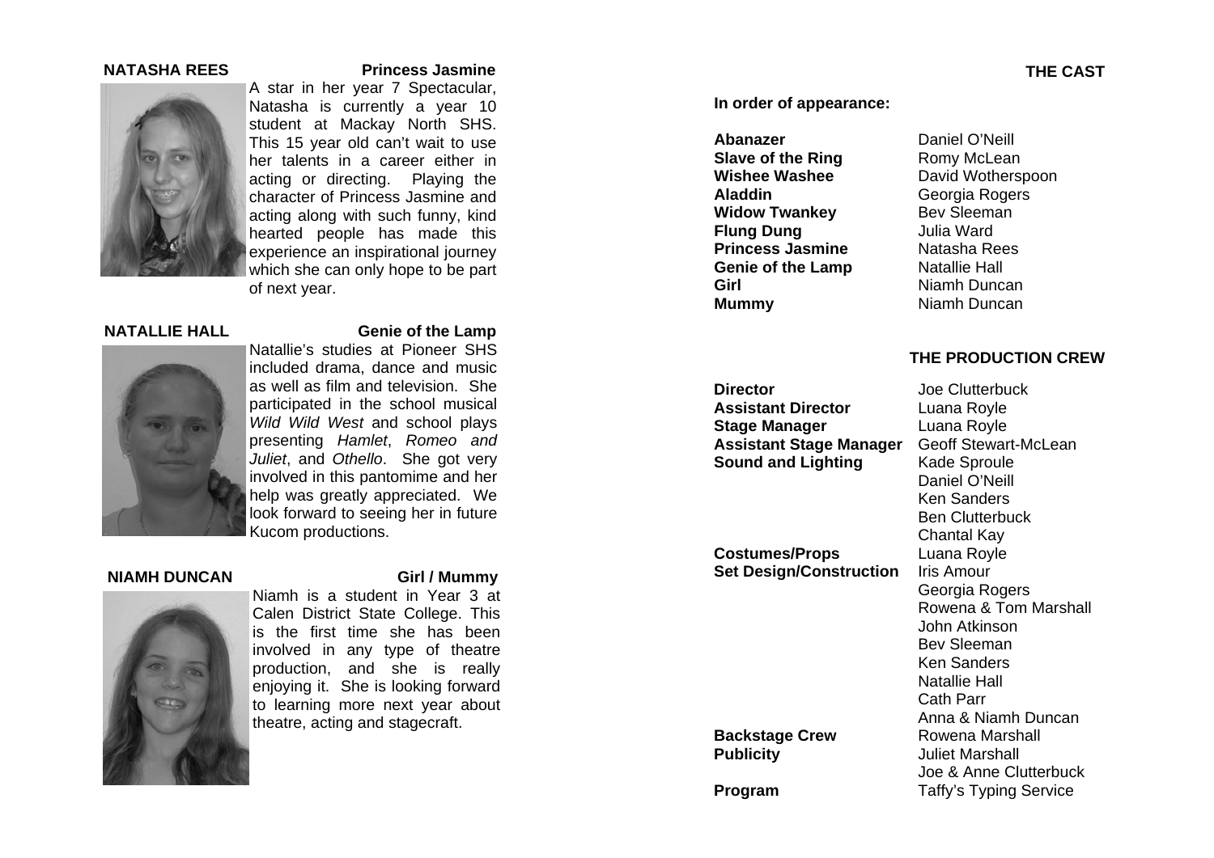### NATASHA REES — Princess Jasmine

A star in her year 7 Spectacular, Natasha is currently a year 10 student at Mackay North SHS. This 15 year old can't wait to use her talents in a career either in acting or directing. Playing the character of Princess Jasmine and acting along with such funny, kind hearted people has made this experience an inspirational journey which she can only hope to be part of next year.

### NATALLIE HALL — Genie of the Lamp

Natallie's studies at Pioneer SHS included drama, dance and music as well as film and television. She participated in the school musical *Wild Wild West* and school plays presenting *Hamlet*, *Romeo and Juliet*, and *Othello*. She got very involved in this pantomime and her help was greatly appreciated. We look forward to seeing her in future Kucom productions.

### NIAMH DUNCAN — Girl / Mummy

Niamh is a student in Year 3 at Calen District State College. This is the first time she has been involved in any type of theatre production, and she is really enjoying it. She is looking forward to learning more next year about theatre, acting and stagecraft.

## THE CAST

**In order of appearance:**

| | |
|---|---|
| **Abanazer** | Daniel O'Neill |
| **Slave of the Ring** | Romy McLean |
| **Wishee Washee** | David Wotherspoon |
| **Aladdin** | Georgia Rogers |
| **Widow Twankey** | Bev Sleeman |
| **Flung Dung** | Julia Ward |
| **Princess Jasmine** | Natasha Rees |
| **Genie of the Lamp** | Natallie Hall |
| **Girl** | Niamh Duncan |
| **Mummy** | Niamh Duncan |

## THE PRODUCTION CREW

| | |
|---|---|
| **Director** | Joe Clutterbuck |
| **Assistant Director** | Luana Royle |
| **Stage Manager** | Luana Royle |
| **Assistant Stage Manager** | Geoff Stewart-McLean |
| **Sound and Lighting** | Kade Sproule |
| | Daniel O'Neill |
| | Ken Sanders |
| | Ben Clutterbuck |
| | Chantal Kay |
| **Costumes/Props** | Luana Royle |
| **Set Design/Construction** | Iris Amour |
| | Georgia Rogers |
| | Rowena & Tom Marshall |
| | John Atkinson |
| | Bev Sleeman |
| | Ken Sanders |
| | Natallie Hall |
| | Cath Parr |
| | Anna & Niamh Duncan |
| **Backstage Crew** | Rowena Marshall |
| **Publicity** | Juliet Marshall |
| | Joe & Anne Clutterbuck |
| **Program** | Taffy's Typing Service |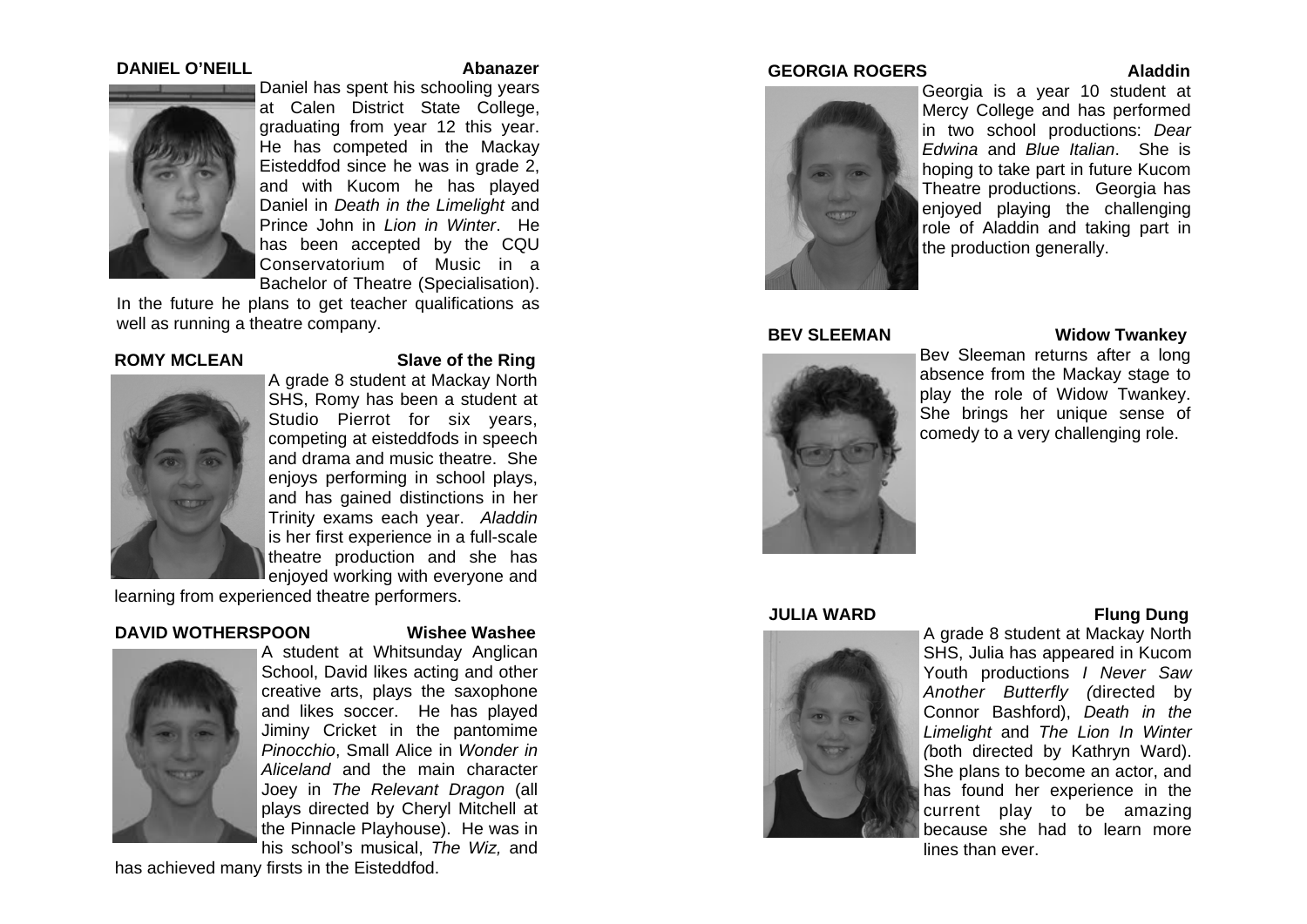**DANIEL O'NEILL** **Abanazer**

Daniel has spent his schooling years at Calen District State College, graduating from year 12 this year. He has competed in the Mackay Eisteddfod since he was in grade 2, and with Kucom he has played Daniel in *Death in the Limelight* and Prince John in *Lion in Winter*. He has been accepted by the CQU Conservatorium of Music in a Bachelor of Theatre (Specialisation). In the future he plans to get teacher qualifications as well as running a theatre company.

**ROMY MCLEAN** **Slave of the Ring**

A grade 8 student at Mackay North SHS, Romy has been a student at Studio Pierrot for six years, competing at eisteddfods in speech and drama and music theatre. She enjoys performing in school plays, and has gained distinctions in her Trinity exams each year. *Aladdin* is her first experience in a full-scale theatre production and she has enjoyed working with everyone and learning from experienced theatre performers.

**DAVID WOTHERSPOON** **Wishee Washee**

A student at Whitsunday Anglican School, David likes acting and other creative arts, plays the saxophone and likes soccer. He has played Jiminy Cricket in the pantomime *Pinocchio*, Small Alice in *Wonder in Aliceland* and the main character Joey in *The Relevant Dragon* (all plays directed by Cheryl Mitchell at the Pinnacle Playhouse). He was in his school's musical, *The Wiz,* and has achieved many firsts in the Eisteddfod.

**GEORGIA ROGERS** **Aladdin**

Georgia is a year 10 student at Mercy College and has performed in two school productions: *Dear Edwina* and *Blue Italian*. She is hoping to take part in future Kucom Theatre productions. Georgia has enjoyed playing the challenging role of Aladdin and taking part in the production generally.

**BEV SLEEMAN** **Widow Twankey**

Bev Sleeman returns after a long absence from the Mackay stage to play the role of Widow Twankey. She brings her unique sense of comedy to a very challenging role.

**JULIA WARD** **Flung Dung**

A grade 8 student at Mackay North SHS, Julia has appeared in Kucom Youth productions *I Never Saw Another Butterfly (*directed by Connor Bashford), *Death in the Limelight* and *The Lion In Winter (*both directed by Kathryn Ward). She plans to become an actor, and has found her experience in the current play to be amazing because she had to learn more lines than ever.